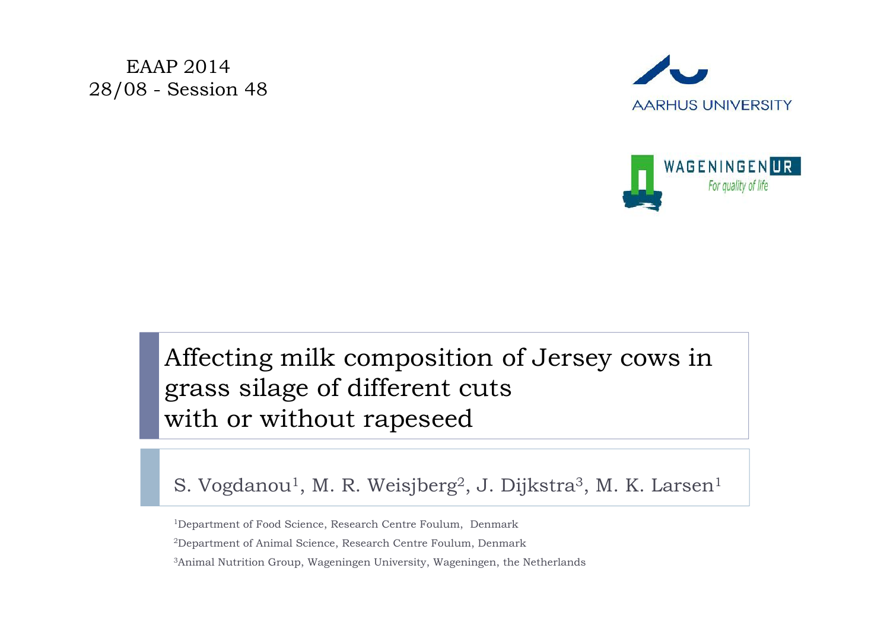EAAP 2014
28/08 - Session 48

AARHUS UNIVERSITY

WAGENINGEN UR
For quality of life

# Affecting milk composition of Jersey cows in grass silage of different cuts with or without rapeseed

S. Vogdanou[1], M. R. Weisjberg[2], J. Dijkstra[3], M. K. Larsen[1]

[1]Department of Food Science, Research Centre Foulum, Denmark

[2]Department of Animal Science, Research Centre Foulum, Denmark

[3]Animal Nutrition Group, Wageningen University, Wageningen, the Netherlands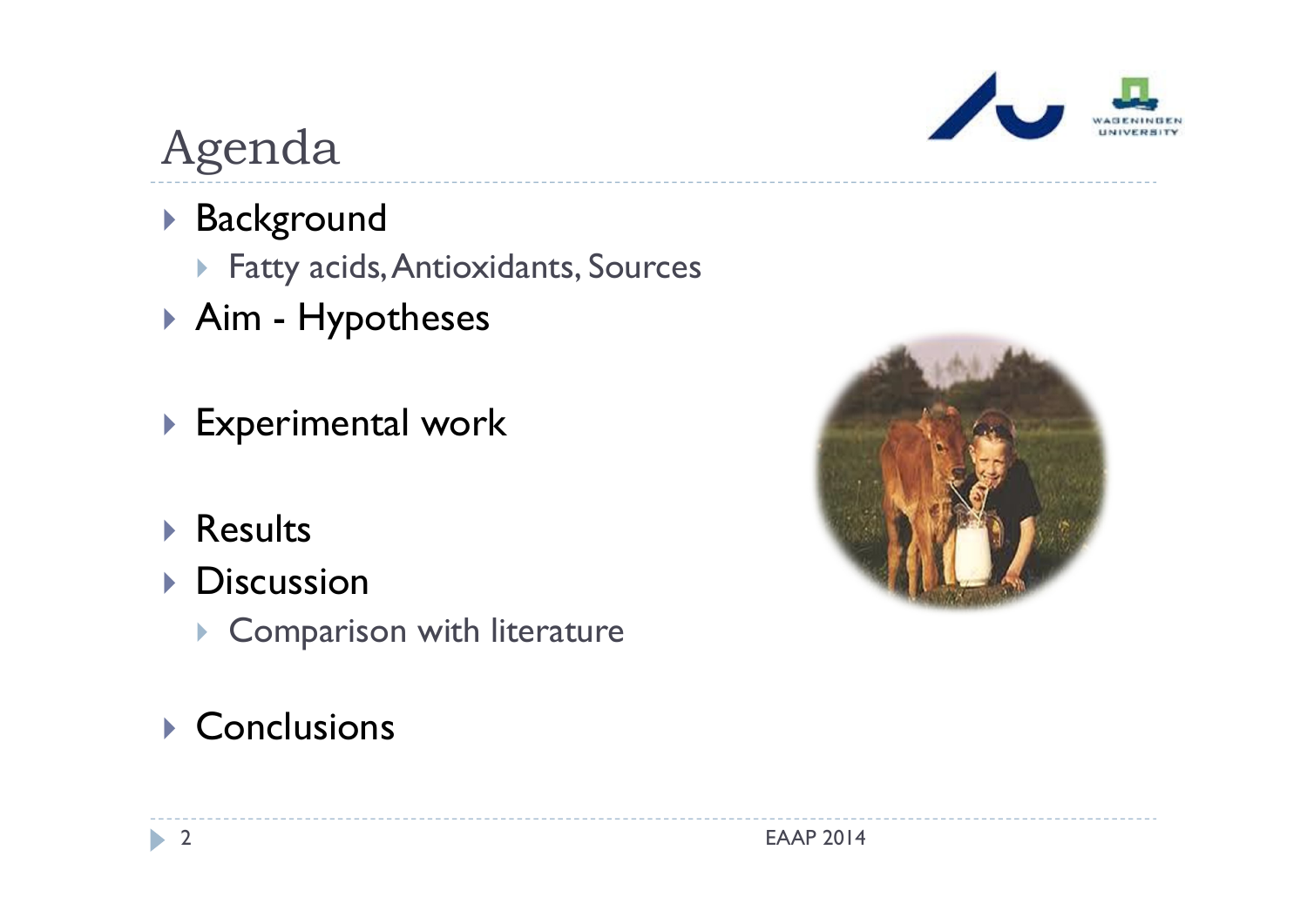# Agenda

- Background
  - Fatty acids, Antioxidants, Sources
- Aim - Hypotheses
- Experimental work
- Results
- Discussion
  - Comparison with literature
- Conclusions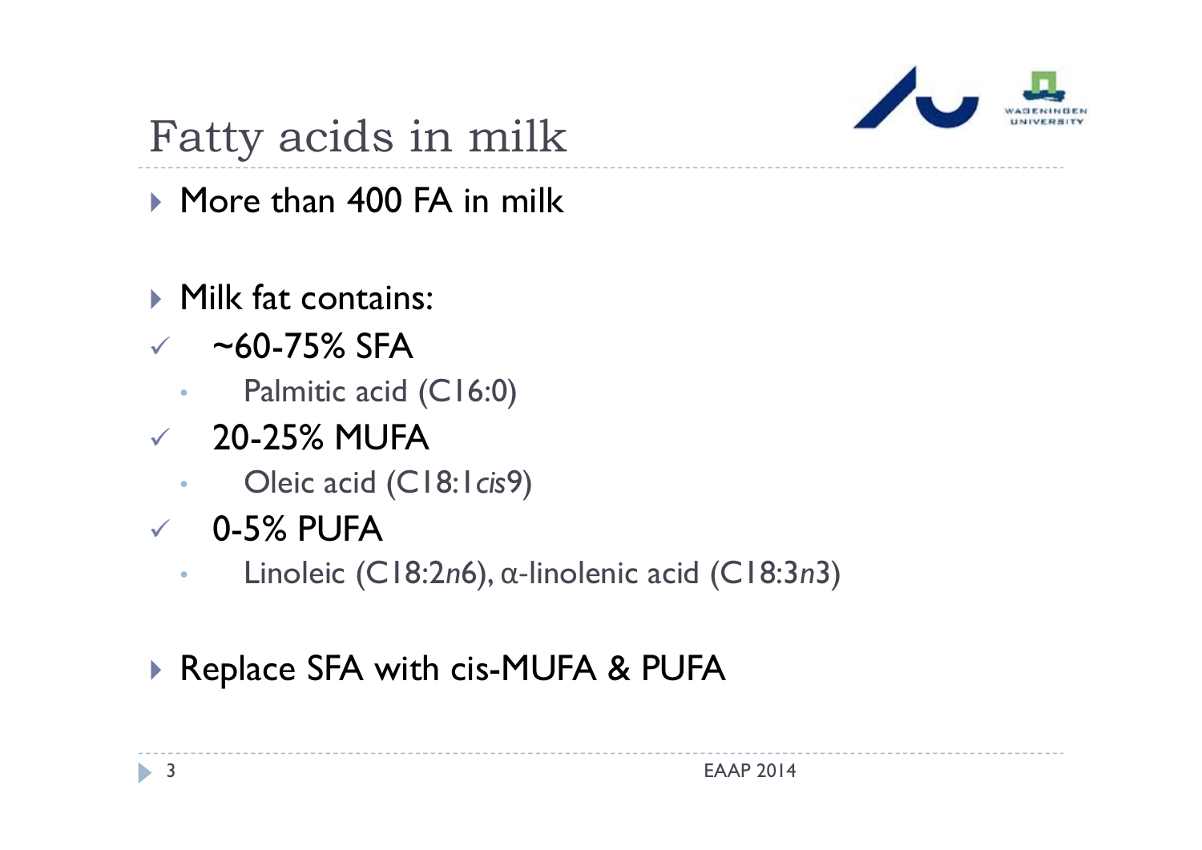# Fatty acids in milk

- More than 400 FA in milk

- Milk fat contains:
  - ✓ ~60-75% SFA
    - Palmitic acid (C16:0)
  - ✓ 20-25% MUFA
    - Oleic acid (C18:1*cis*9)
  - ✓ 0-5% PUFA
    - Linoleic (C18:2*n*6), α-linolenic acid (C18:3*n*3)

- Replace SFA with cis-MUFA & PUFA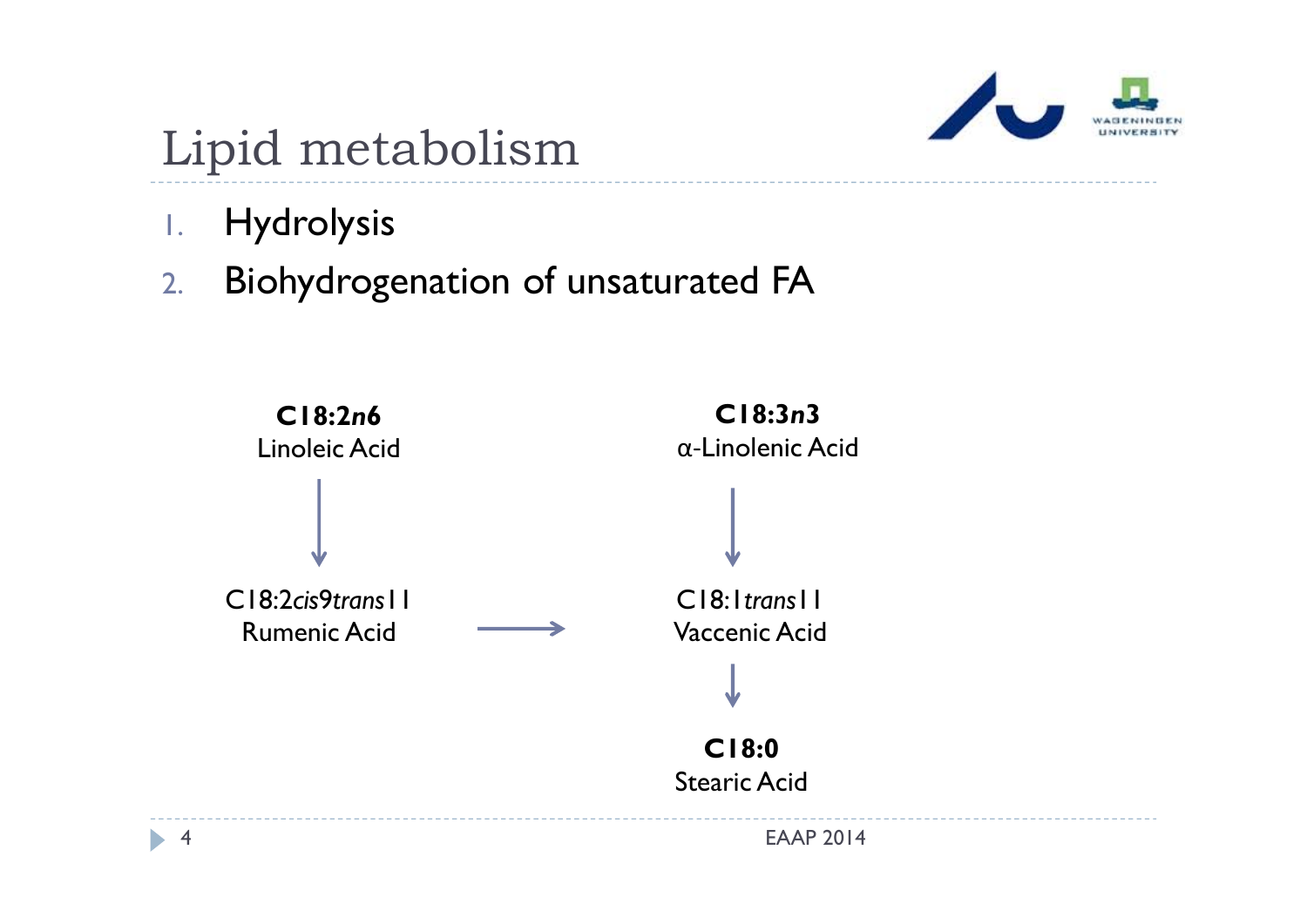# Lipid metabolism

1. Hydrolysis
2. Biohydrogenation of unsaturated FA

**C18:2*n6***
Linoleic Acid

↓

C18:2*cis*9*trans*11
Rumenic Acid

→

**C18:3*n3***
α-Linolenic Acid

↓

C18:1*trans*11
Vaccenic Acid

↓

**C18:0**
Stearic Acid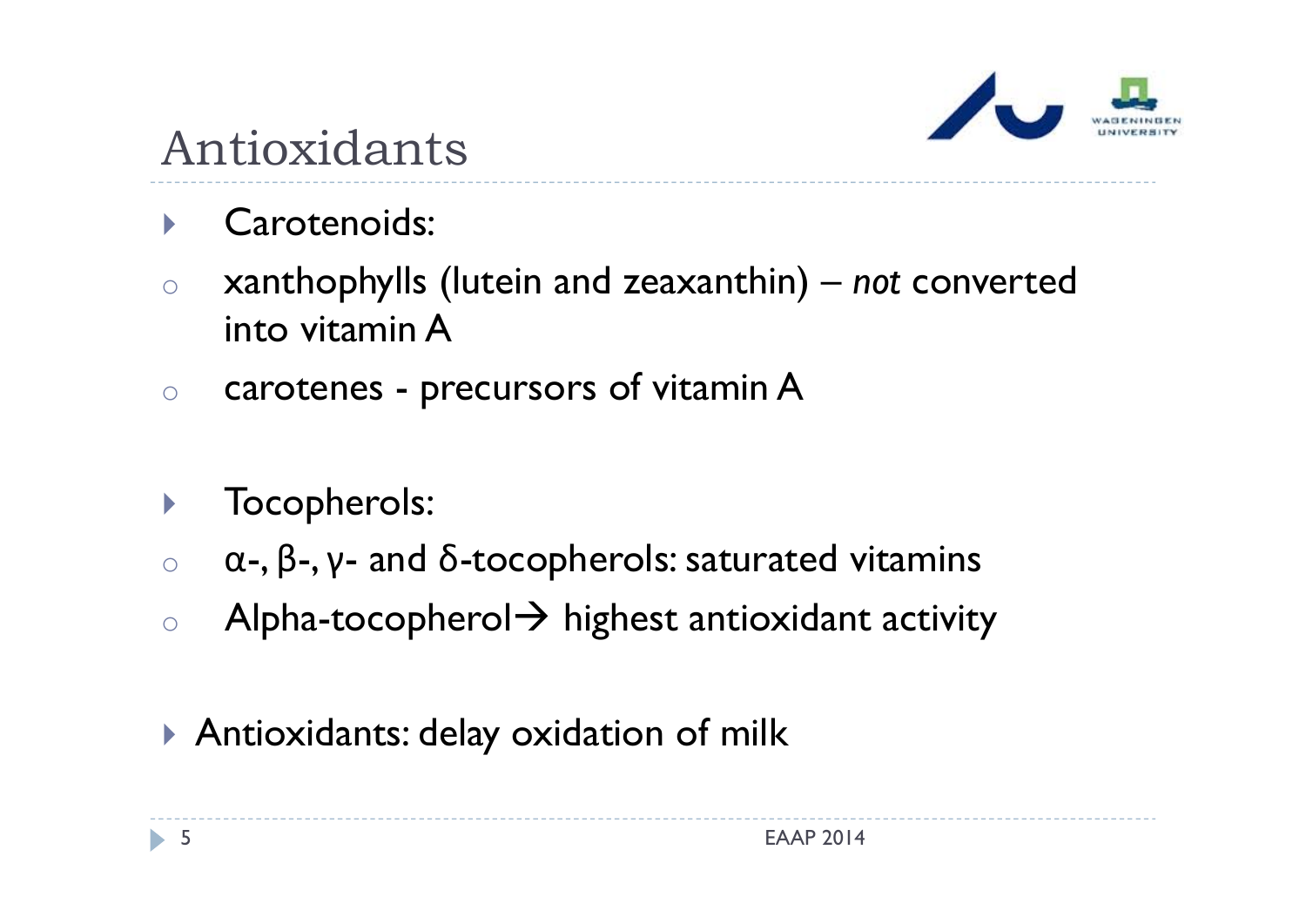# Antioxidants

- Carotenoids:
  - xanthophylls (lutein and zeaxanthin) – *not* converted into vitamin A
  - carotenes - precursors of vitamin A

- Tocopherols:
  - α-, β-, γ- and δ-tocopherols: saturated vitamins
  - Alpha-tocopherol→ highest antioxidant activity

- Antioxidants: delay oxidation of milk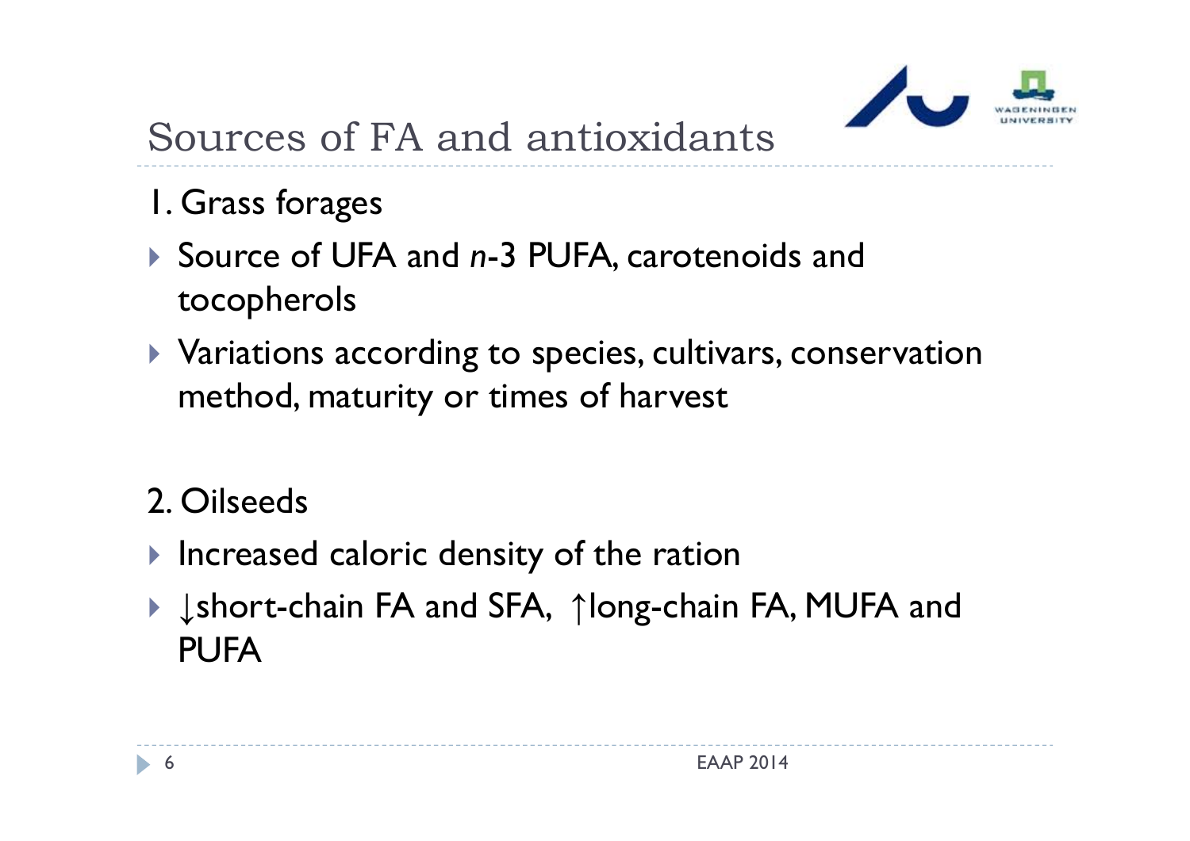# Sources of FA and antioxidants

1. Grass forages

- Source of UFA and *n*-3 PUFA, carotenoids and tocopherols
- Variations according to species, cultivars, conservation method, maturity or times of harvest

2. Oilseeds

- Increased caloric density of the ration
- ↓short-chain FA and SFA, ↑long-chain FA, MUFA and PUFA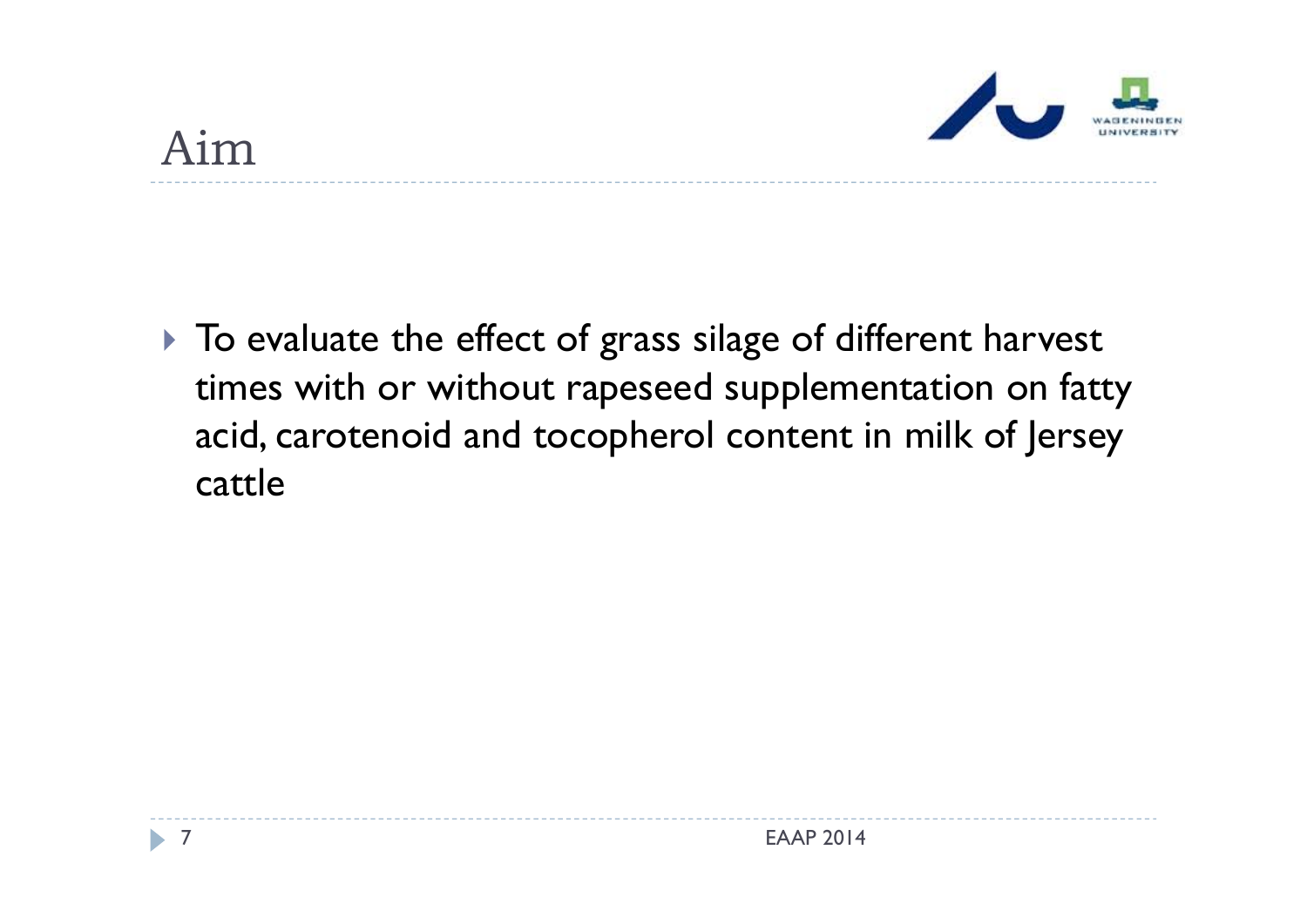# Aim

- To evaluate the effect of grass silage of different harvest times with or without rapeseed supplementation on fatty acid, carotenoid and tocopherol content in milk of Jersey cattle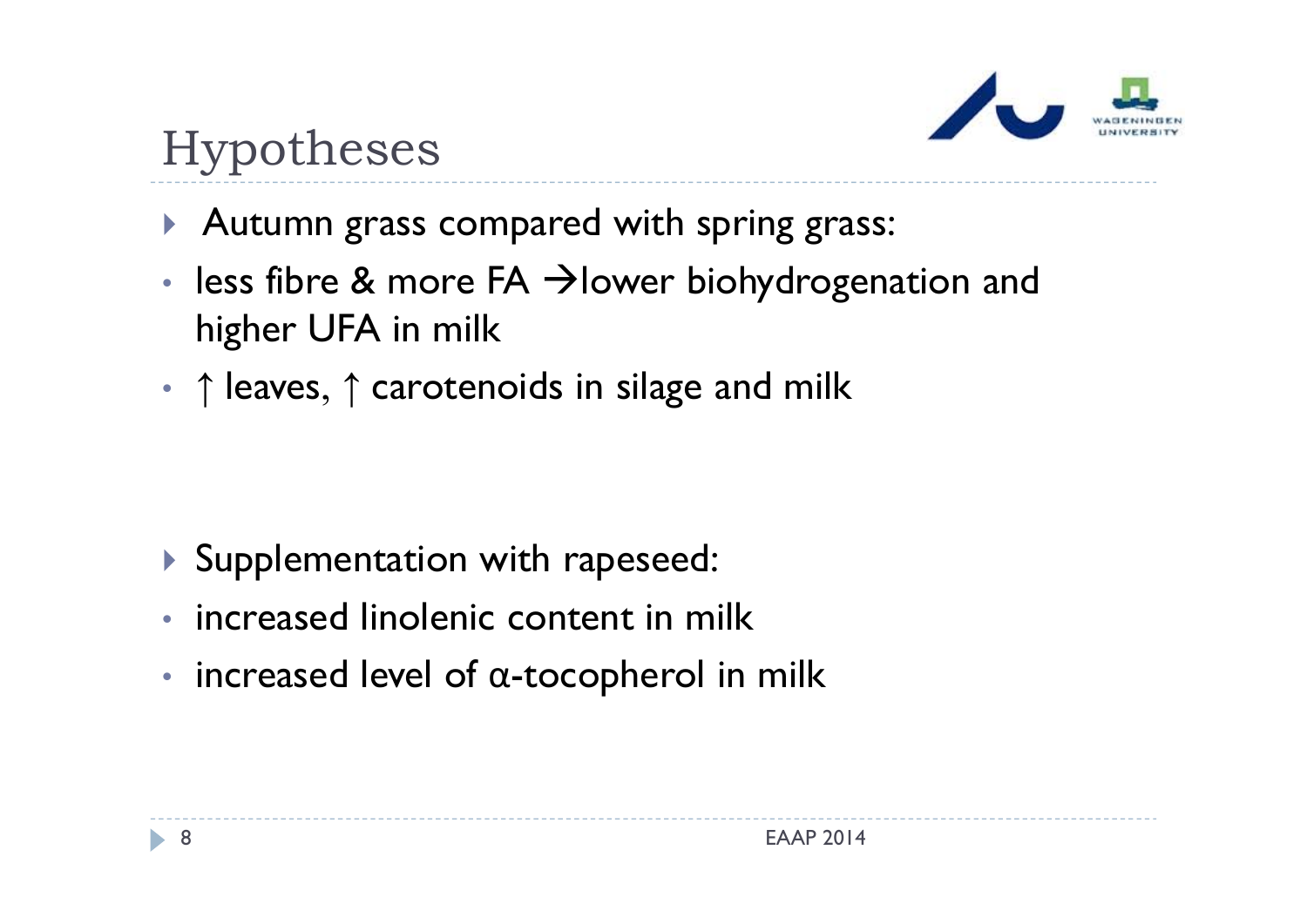# Hypotheses

- Autumn grass compared with spring grass:
  - less fibre & more FA → lower biohydrogenation and higher UFA in milk
  - ↑ leaves, ↑ carotenoids in silage and milk

- Supplementation with rapeseed:
  - increased linolenic content in milk
  - increased level of α-tocopherol in milk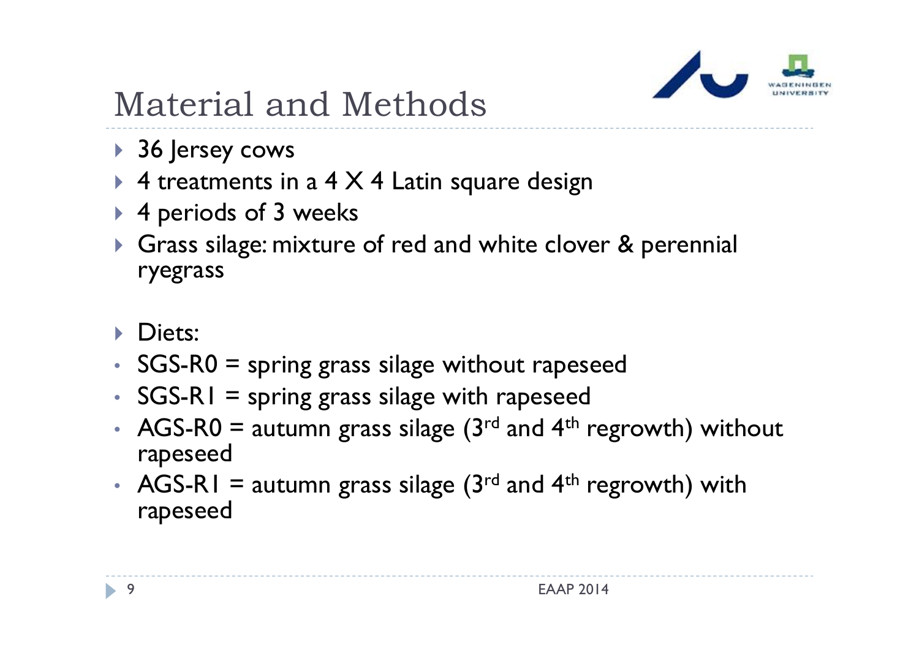# Material and Methods

- 36 Jersey cows
- 4 treatments in a 4 X 4 Latin square design
- 4 periods of 3 weeks
- Grass silage: mixture of red and white clover & perennial ryegrass
- Diets:
  - SGS-R0 = spring grass silage without rapeseed
  - SGS-R1 = spring grass silage with rapeseed
  - AGS-R0 = autumn grass silage ($3^{rd}$ and $4^{th}$ regrowth) without rapeseed
  - AGS-R1 = autumn grass silage ($3^{rd}$ and $4^{th}$ regrowth) with rapeseed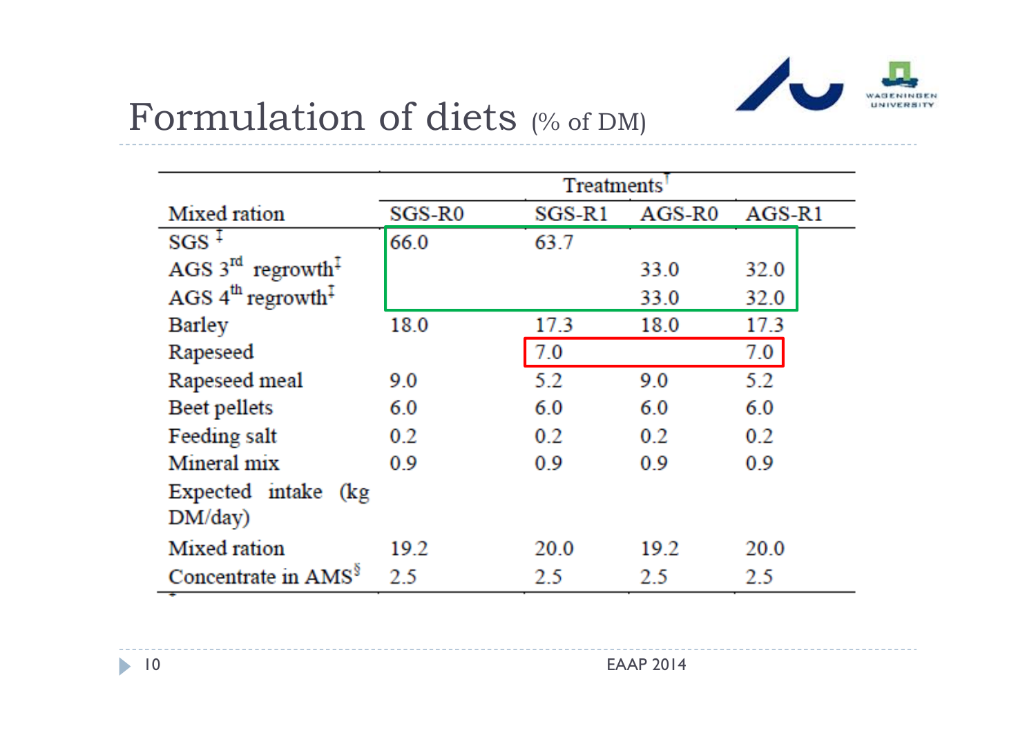# Formulation of diets (% of DM)

| Mixed ration | Treatments[†] | | | |
|---|---|---|---|---|
| | SGS-R0 | SGS-R1 | AGS-R0 | AGS-R1 |
| SGS [‡] | 66.0 | 63.7 | | |
| AGS 3[rd] regrowth[‡] | | | 33.0 | 32.0 |
| AGS 4[th] regrowth[‡] | | | 33.0 | 32.0 |
| Barley | 18.0 | 17.3 | 18.0 | 17.3 |
| Rapeseed | | 7.0 | | 7.0 |
| Rapeseed meal | 9.0 | 5.2 | 9.0 | 5.2 |
| Beet pellets | 6.0 | 6.0 | 6.0 | 6.0 |
| Feeding salt | 0.2 | 0.2 | 0.2 | 0.2 |
| Mineral mix | 0.9 | 0.9 | 0.9 | 0.9 |
| Expected intake (kg DM/day) | | | | |
| Mixed ration | 19.2 | 20.0 | 19.2 | 20.0 |
| Concentrate in AMS[§] | 2.5 | 2.5 | 2.5 | 2.5 |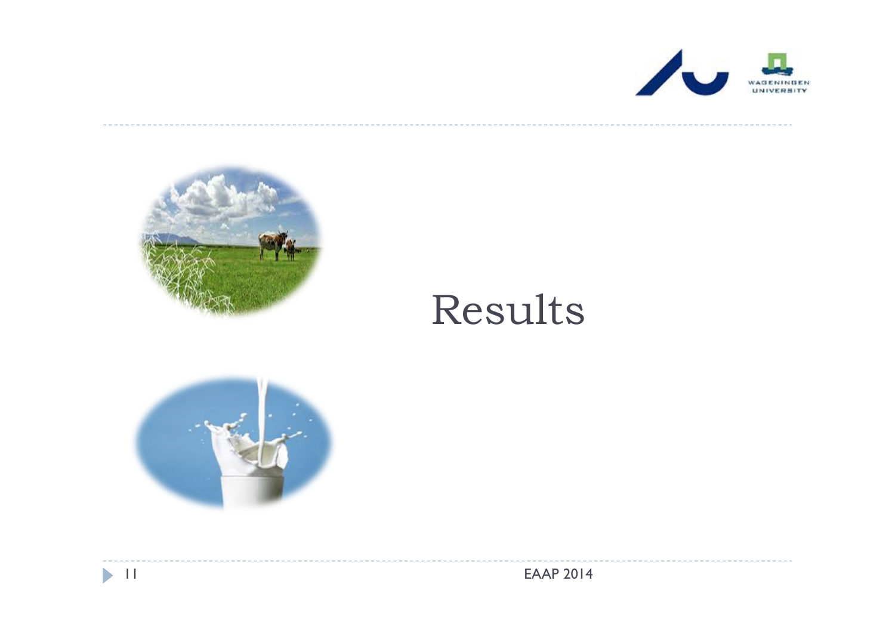# Results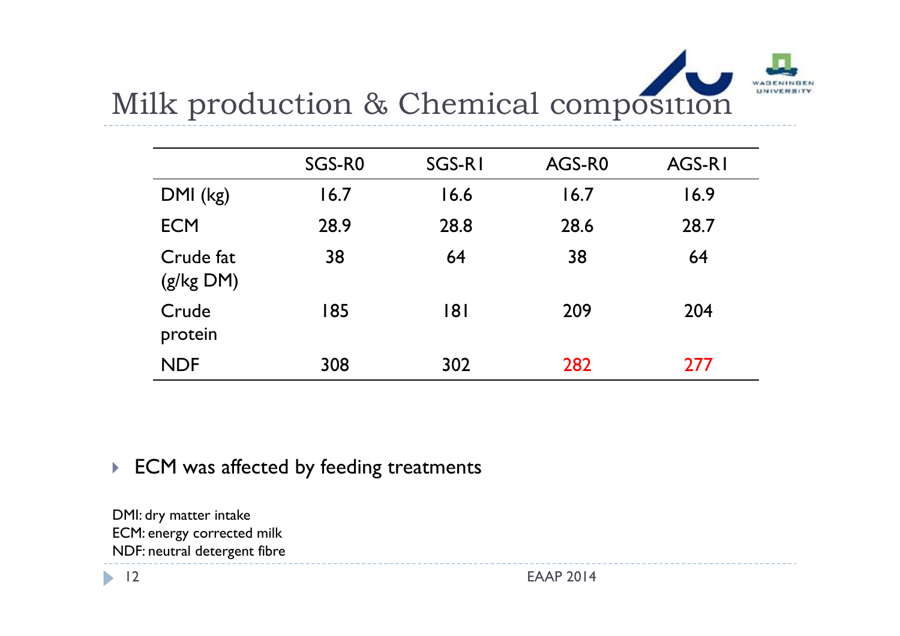# Milk production & Chemical composition

| | SGS-R0 | SGS-R1 | AGS-R0 | AGS-R1 |
|---|---|---|---|---|
| DMI (kg) | 16.7 | 16.6 | 16.7 | 16.9 |
| ECM | 28.9 | 28.8 | 28.6 | 28.7 |
| Crude fat (g/kg DM) | 38 | 64 | 38 | 64 |
| Crude protein | 185 | 181 | 209 | 204 |
| NDF | 308 | 302 | 282 | 277 |

- ECM was affected by feeding treatments

DMI: dry matter intake
ECM: energy corrected milk
NDF: neutral detergent fibre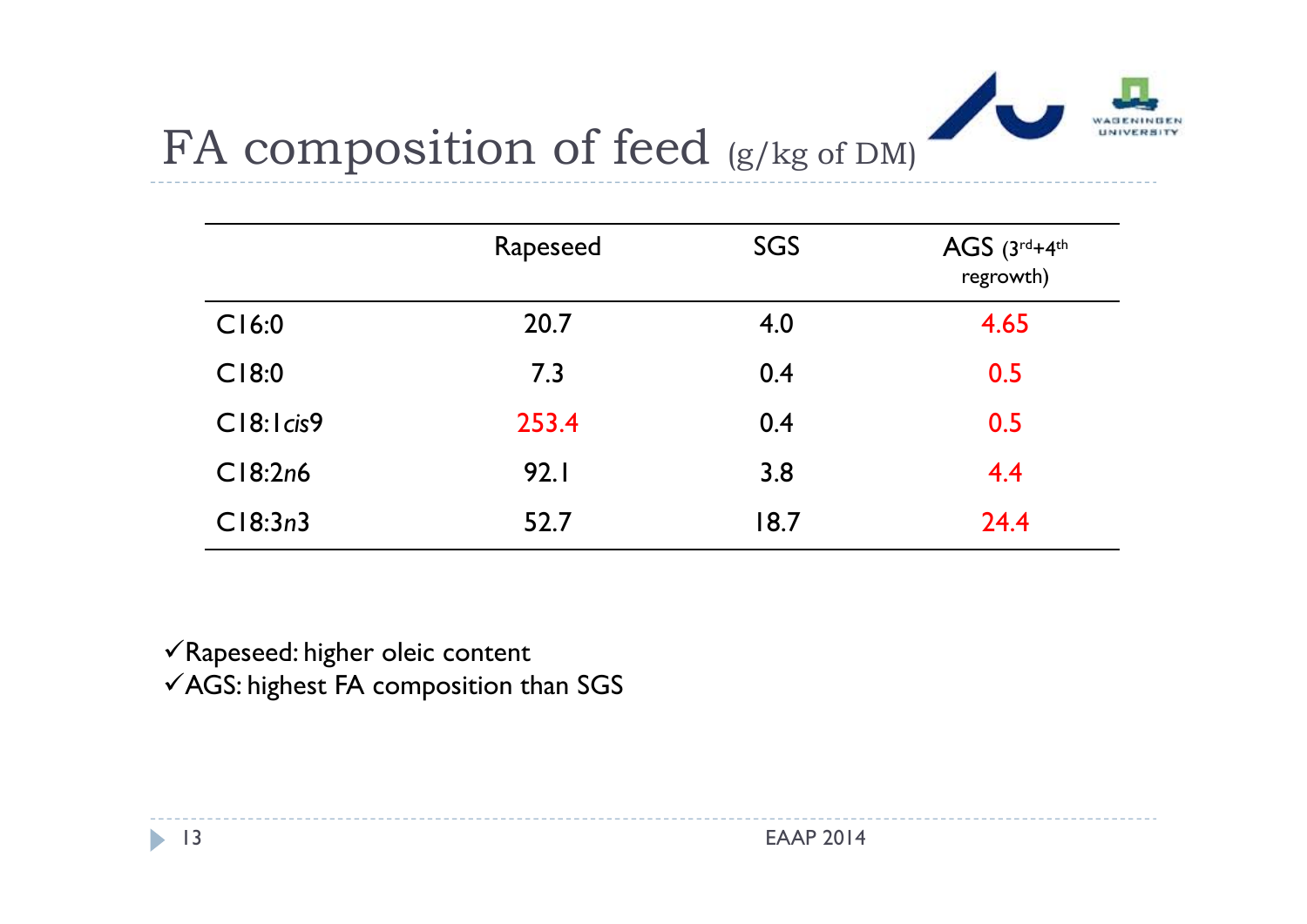# FA composition of feed (g/kg of DM)

| | Rapeseed | SGS | AGS ($3^{rd}$+$4^{th}$ regrowth) |
|---|---|---|---|
| C16:0 | 20.7 | 4.0 | 4.65 |
| C18:0 | 7.3 | 0.4 | 0.5 |
| C18:1*cis*9 | 253.4 | 0.4 | 0.5 |
| C18:2*n*6 | 92.1 | 3.8 | 4.4 |
| C18:3*n*3 | 52.7 | 18.7 | 24.4 |

- ✓Rapeseed: higher oleic content
- ✓AGS: highest FA composition than SGS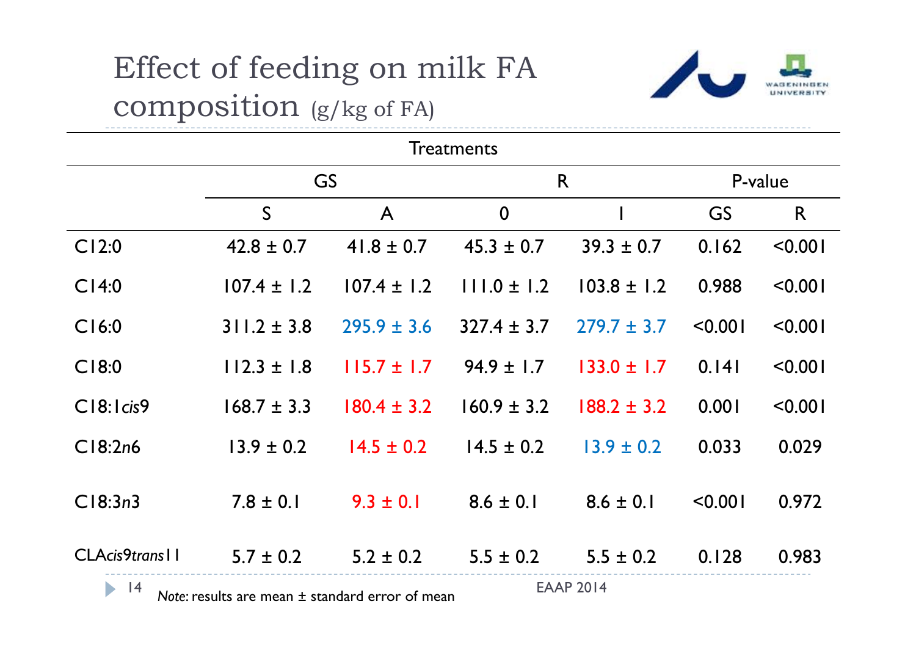# Effect of feeding on milk FA composition (g/kg of FA)

| | Treatments | | | | | |
|---|---|---|---|---|---|---|
| | GS | | R | | P-value | |
| | S | A | 0 | I | GS | R |
| C12:0 | 42.8 ± 0.7 | 41.8 ± 0.7 | 45.3 ± 0.7 | 39.3 ± 0.7 | 0.162 | <0.001 |
| C14:0 | 107.4 ± 1.2 | 107.4 ± 1.2 | 111.0 ± 1.2 | 103.8 ± 1.2 | 0.988 | <0.001 |
| C16:0 | 311.2 ± 3.8 | 295.9 ± 3.6 | 327.4 ± 3.7 | 279.7 ± 3.7 | <0.001 | <0.001 |
| C18:0 | 112.3 ± 1.8 | 115.7 ± 1.7 | 94.9 ± 1.7 | 133.0 ± 1.7 | 0.141 | <0.001 |
| C18:1*cis*9 | 168.7 ± 3.3 | 180.4 ± 3.2 | 160.9 ± 3.2 | 188.2 ± 3.2 | 0.001 | <0.001 |
| C18:2*n*6 | 13.9 ± 0.2 | 14.5 ± 0.2 | 14.5 ± 0.2 | 13.9 ± 0.2 | 0.033 | 0.029 |
| C18:3*n*3 | 7.8 ± 0.1 | 9.3 ± 0.1 | 8.6 ± 0.1 | 8.6 ± 0.1 | <0.001 | 0.972 |
| CLA*cis*9*trans*11 | 5.7 ± 0.2 | 5.2 ± 0.2 | 5.5 ± 0.2 | 5.5 ± 0.2 | 0.128 | 0.983 |

*Note*: results are mean ± standard error of mean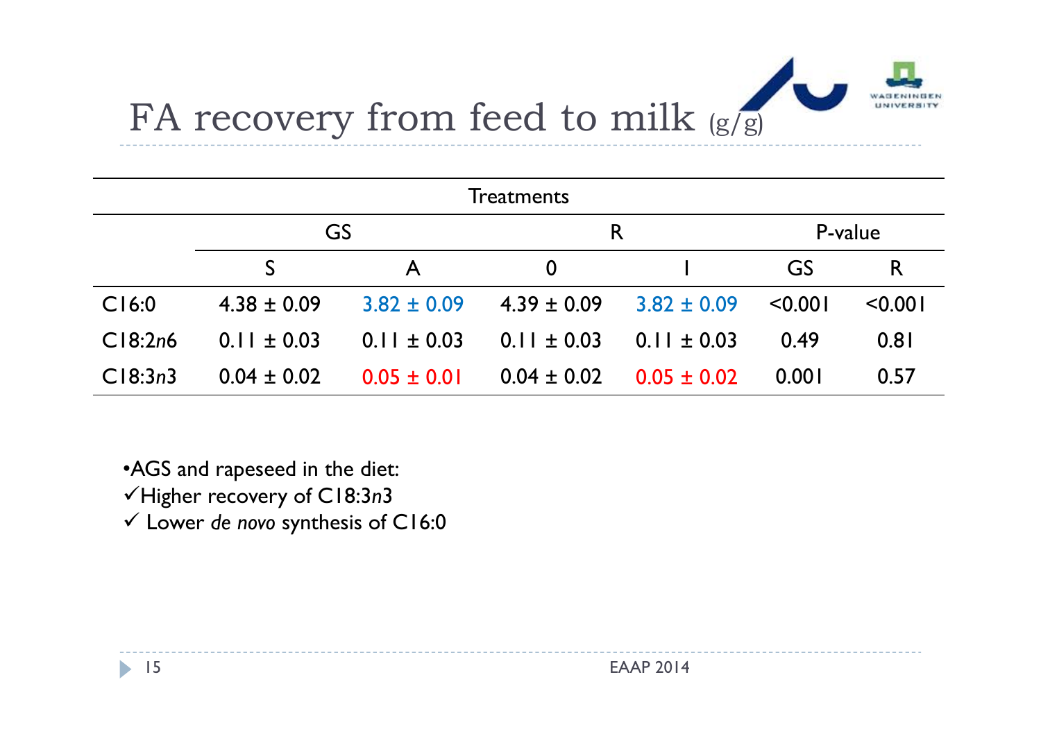# FA recovery from feed to milk (g/g)

| | Treatments | | | | | |
|---|---|---|---|---|---|---|
| | GS | | R | | P-value | |
| | S | A | 0 | I | GS | R |
| C16:0 | 4.38 ± 0.09 | 3.82 ± 0.09 | 4.39 ± 0.09 | 3.82 ± 0.09 | <0.001 | <0.001 |
| C18:2*n*6 | 0.11 ± 0.03 | 0.11 ± 0.03 | 0.11 ± 0.03 | 0.11 ± 0.03 | 0.49 | 0.81 |
| C18:3*n*3 | 0.04 ± 0.02 | 0.05 ± 0.01 | 0.04 ± 0.02 | 0.05 ± 0.02 | 0.001 | 0.57 |

- AGS and rapeseed in the diet:
  - ✓ Higher recovery of C18:3*n*3
  - ✓ Lower *de novo* synthesis of C16:0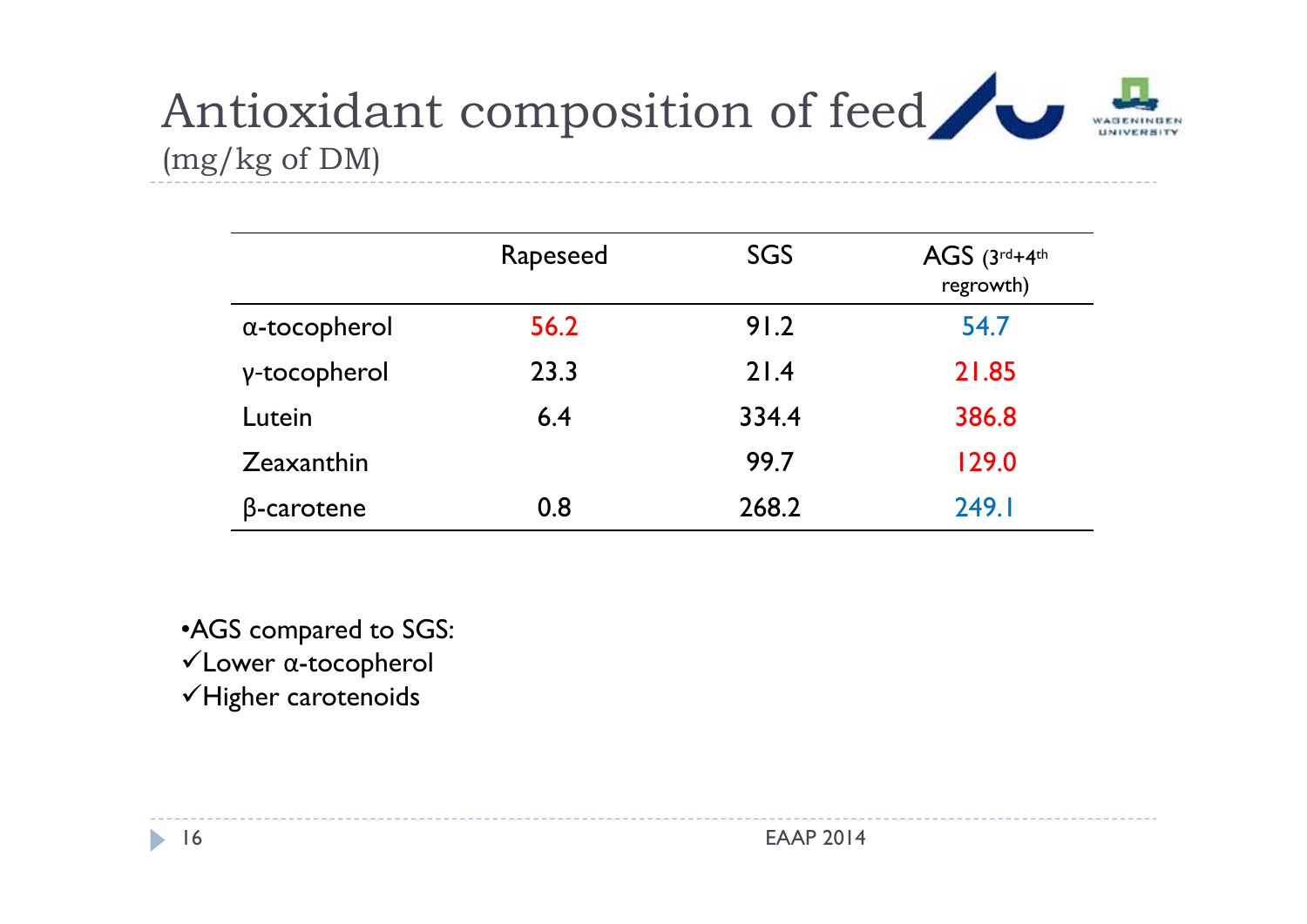# Antioxidant composition of feed

(mg/kg of DM)

| | Rapeseed | SGS | AGS (3rd+4th regrowth) |
|---|---|---|---|
| α-tocopherol | 56.2 | 91.2 | 54.7 |
| γ-tocopherol | 23.3 | 21.4 | 21.85 |
| Lutein | 6.4 | 334.4 | 386.8 |
| Zeaxanthin | | 99.7 | 129.0 |
| β-carotene | 0.8 | 268.2 | 249.1 |

•AGS compared to SGS:

✓Lower α-tocopherol

✓Higher carotenoids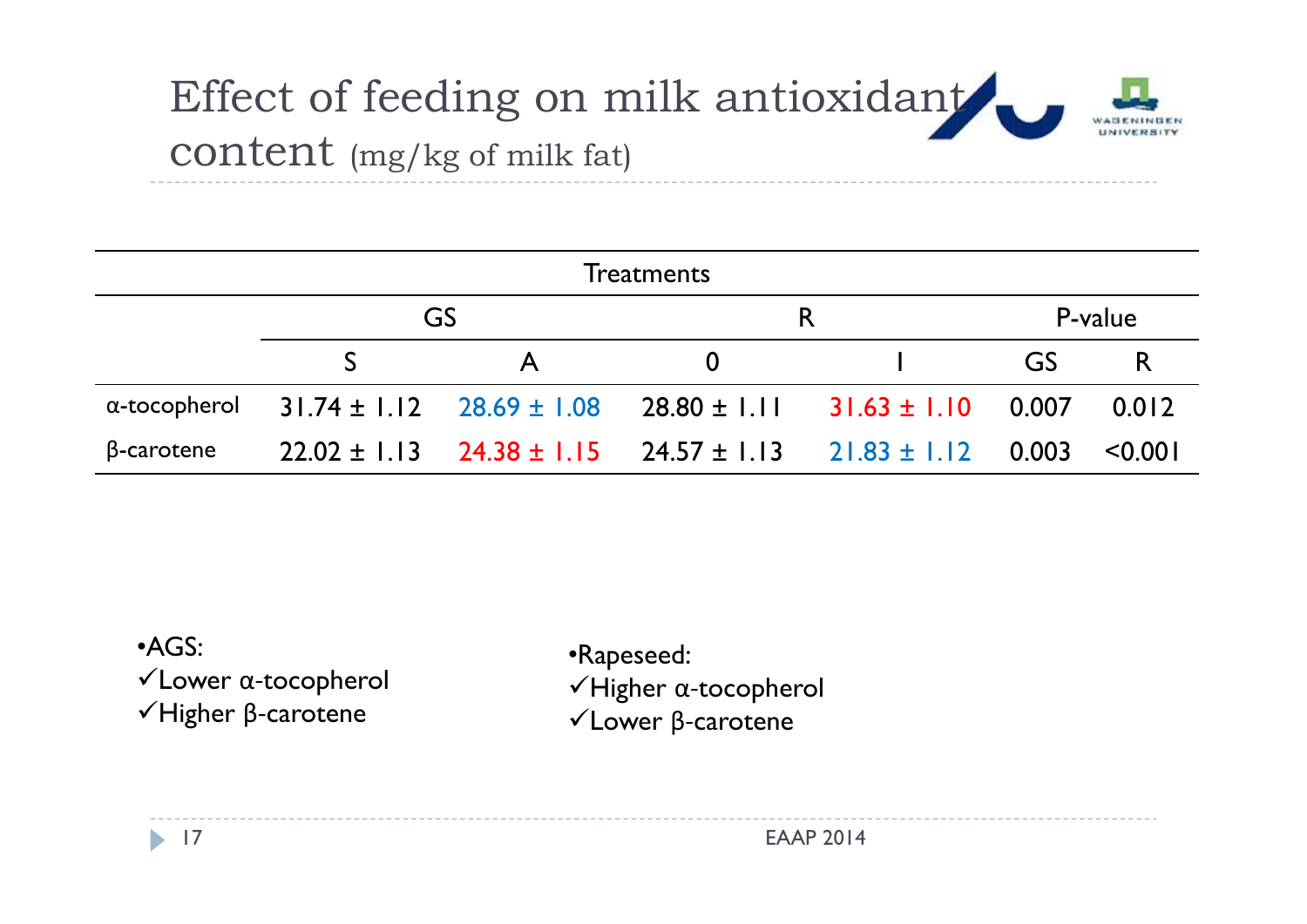# Effect of feeding on milk antioxidant content (mg/kg of milk fat)

| | Treatments | | | | | |
|---|---|---|---|---|---|---|
| | GS | | R | | P-value | |
| | S | A | 0 | I | GS | R |
| α-tocopherol | 31.74 ± 1.12 | 28.69 ± 1.08 | 28.80 ± 1.11 | 31.63 ± 1.10 | 0.007 | 0.012 |
| β-carotene | 22.02 ± 1.13 | 24.38 ± 1.15 | 24.57 ± 1.13 | 21.83 ± 1.12 | 0.003 | <0.001 |

- AGS:
  - ✓Lower α-tocopherol
  - ✓Higher β-carotene

- Rapeseed:
  - ✓Higher α-tocopherol
  - ✓Lower β-carotene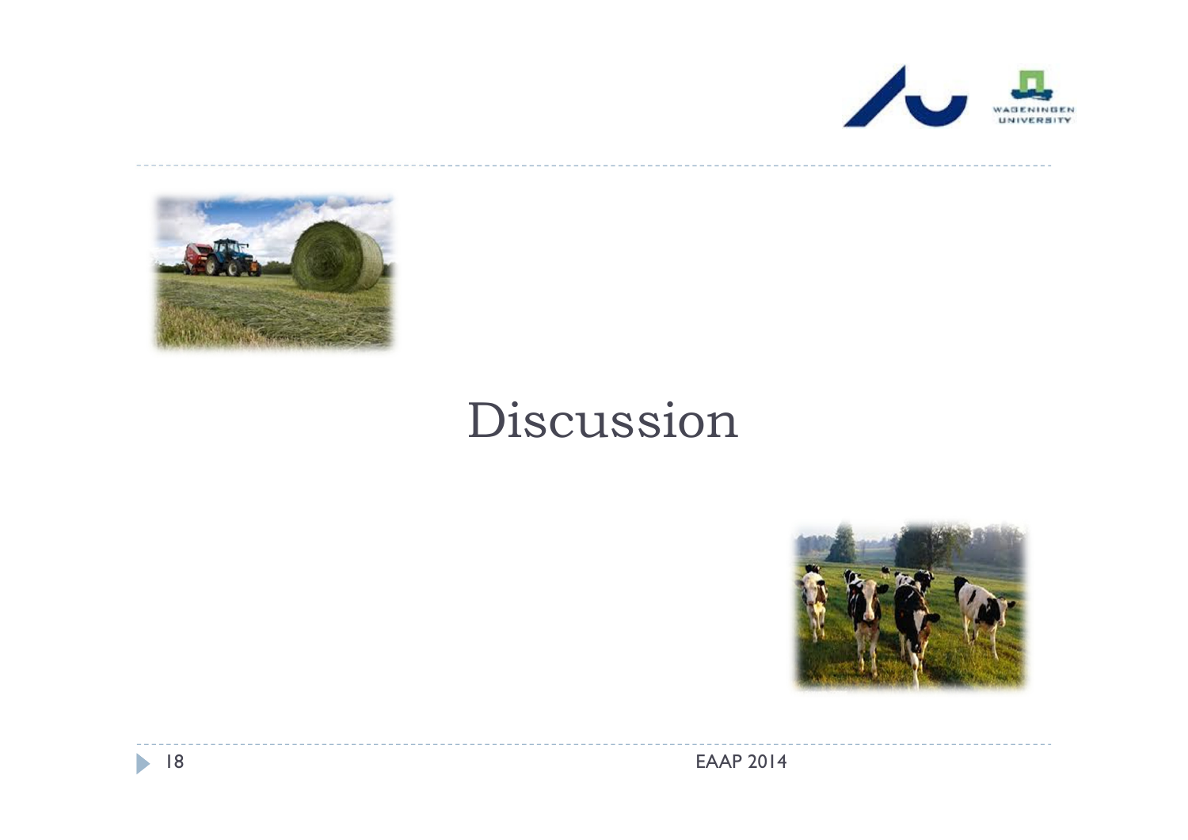# Discussion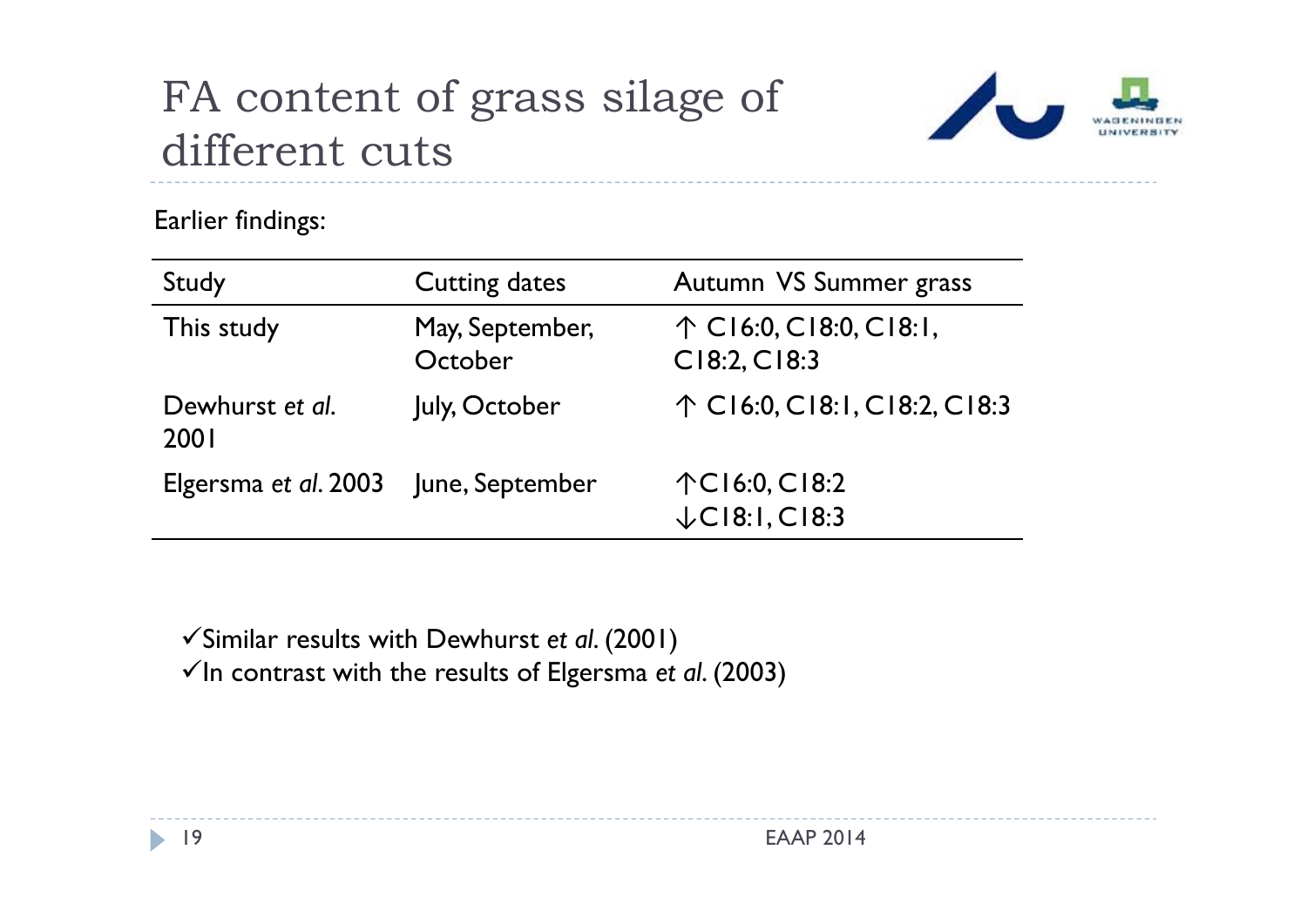# FA content of grass silage of different cuts

Earlier findings:

| Study | Cutting dates | Autumn VS Summer grass |
| --- | --- | --- |
| This study | May, September, October | ↑ C16:0, C18:0, C18:1, C18:2, C18:3 |
| Dewhurst *et al.* 2001 | July, October | ↑ C16:0, C18:1, C18:2, C18:3 |
| Elgersma *et al.* 2003 | June, September | ↑C16:0, C18:2<br>↓C18:1, C18:3 |

- ✓Similar results with Dewhurst *et al.* (2001)
- ✓In contrast with the results of Elgersma *et al.* (2003)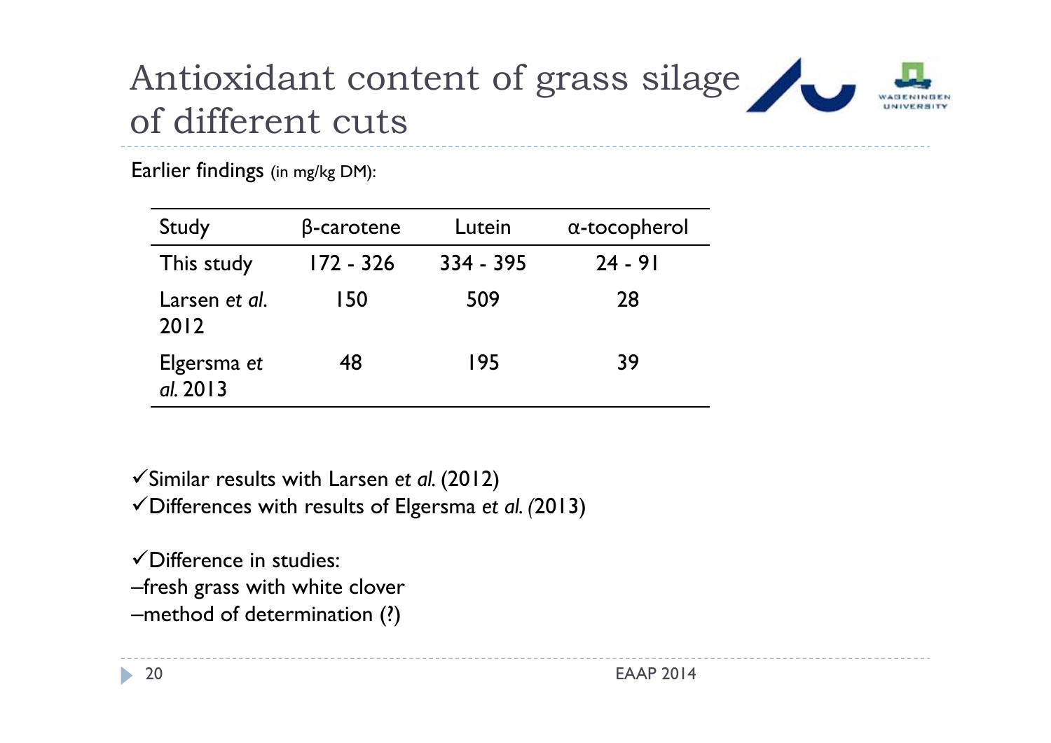# Antioxidant content of grass silage of different cuts

Earlier findings (in mg/kg DM):

| Study | β-carotene | Lutein | α-tocopherol |
|---|---|---|---|
| This study | 172 - 326 | 334 - 395 | 24 - 91 |
| Larsen *et al.* 2012 | 150 | 509 | 28 |
| Elgersma *et al.* 2013 | 48 | 195 | 39 |

✓Similar results with Larsen *et al.* (2012)
✓Differences with results of Elgersma *et al.* (2013)

✓Difference in studies:
–fresh grass with white clover
–method of determination (?)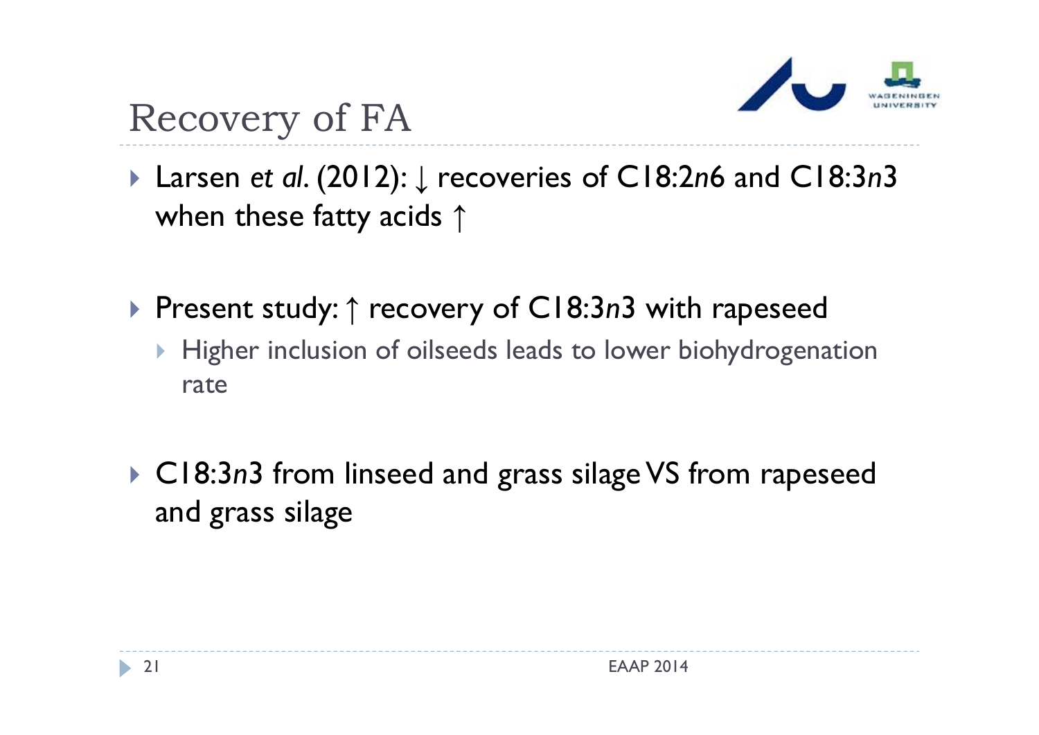# Recovery of FA

- Larsen *et al*. (2012): ↓ recoveries of C18:2*n*6 and C18:3*n*3 when these fatty acids ↑

- Present study: ↑ recovery of C18:3*n*3 with rapeseed
  - Higher inclusion of oilseeds leads to lower biohydrogenation rate

- C18:3*n*3 from linseed and grass silage VS from rapeseed and grass silage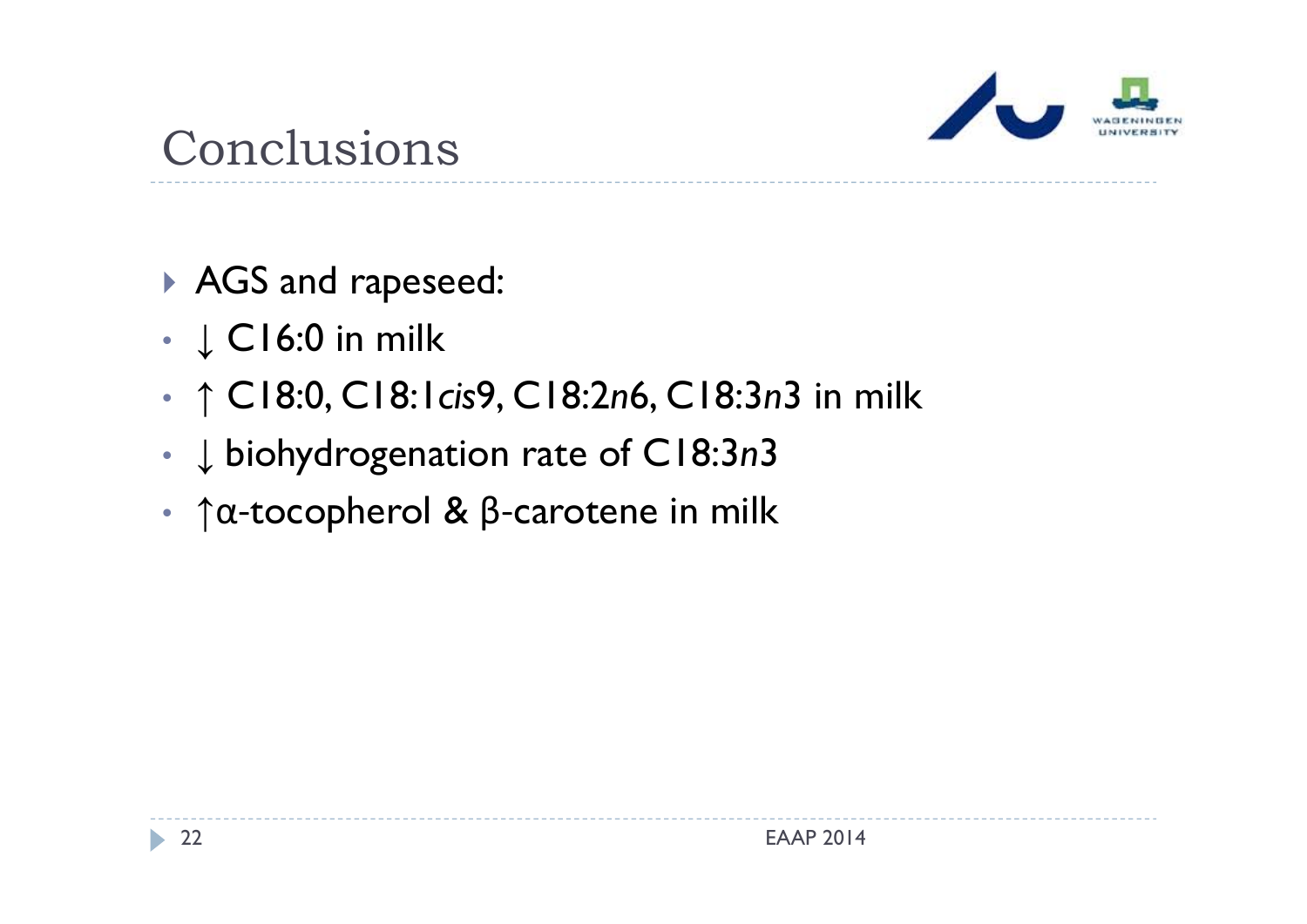# Conclusions

- AGS and rapeseed:
- ↓ C16:0 in milk
- ↑ C18:0, C18:1*cis*9, C18:2*n*6, C18:3*n*3 in milk
- ↓ biohydrogenation rate of C18:3*n*3
- ↑α-tocopherol & β-carotene in milk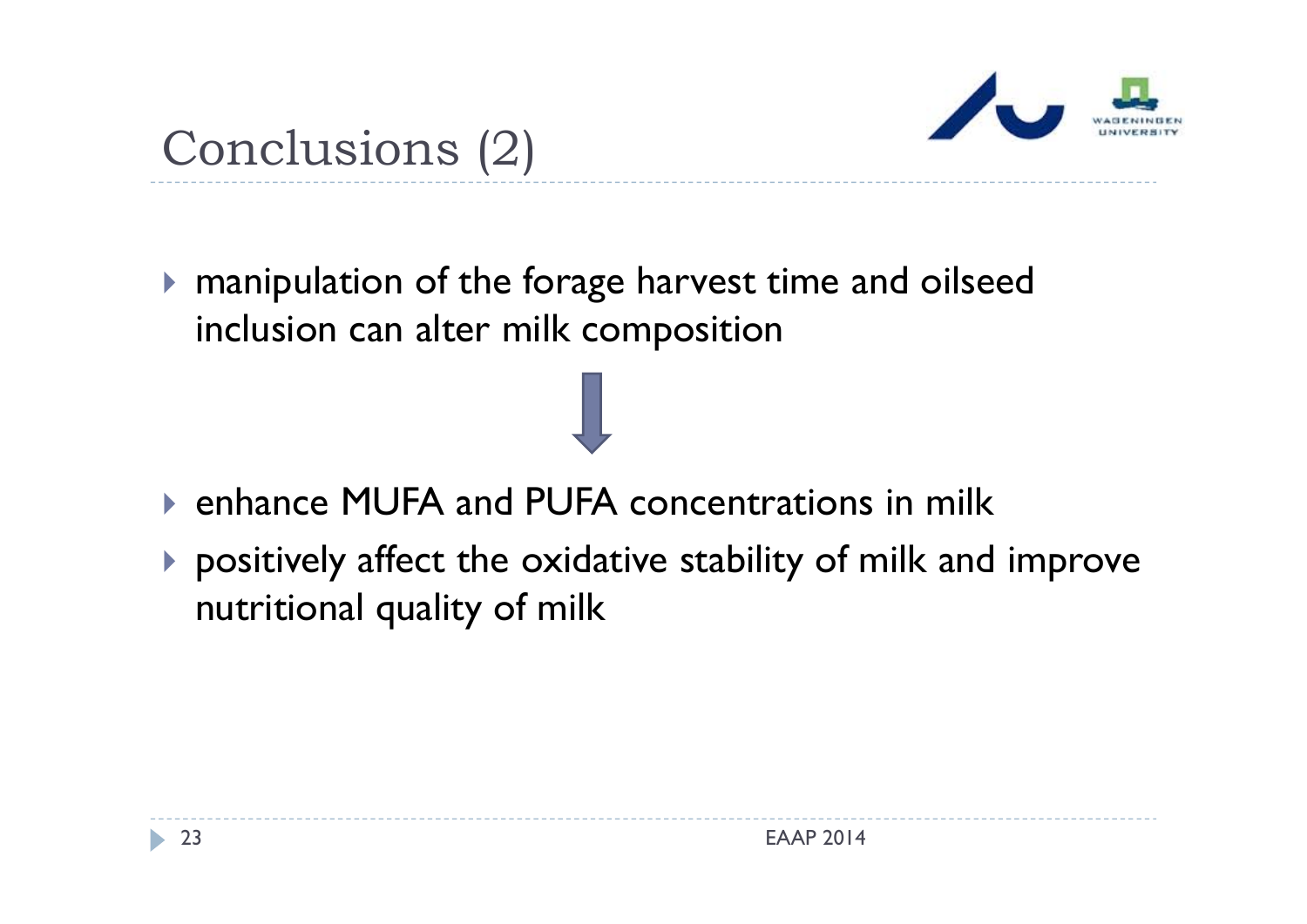# Conclusions (2)

- manipulation of the forage harvest time and oilseed inclusion can alter milk composition

↓

- enhance MUFA and PUFA concentrations in milk
- positively affect the oxidative stability of milk and improve nutritional quality of milk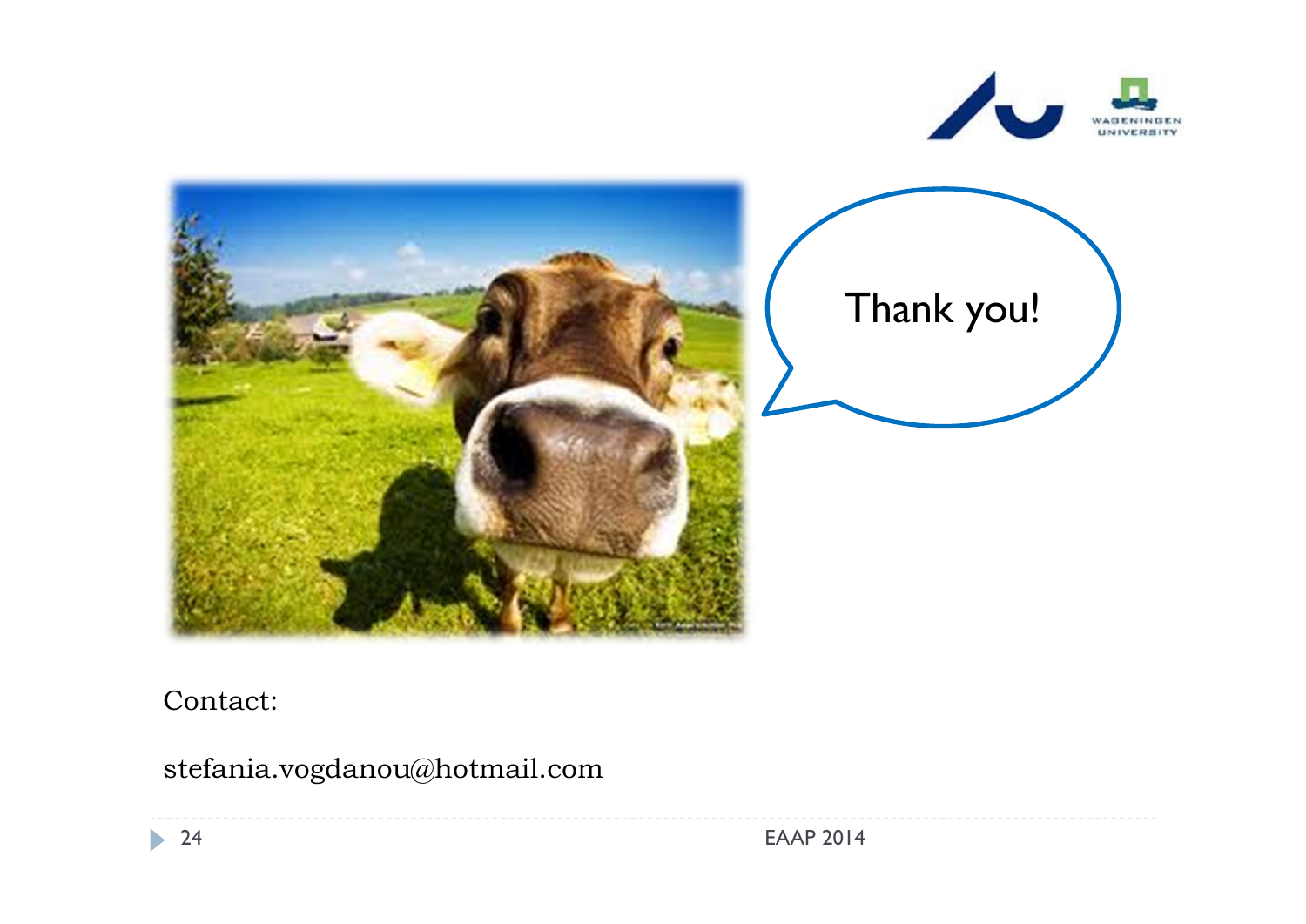Thank you!

Contact:

stefania.vogdanou@hotmail.com